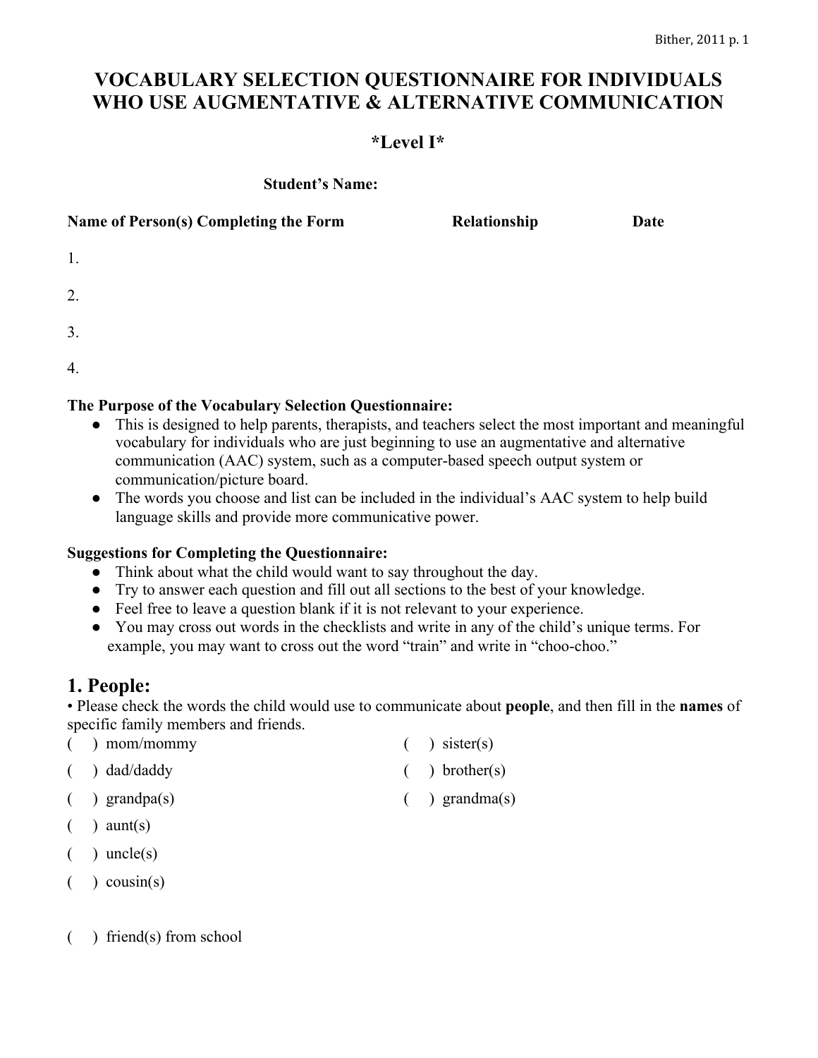# VOCABULARY SELECTION QUESTIONNAIRE FOR INDIVIDUALS WHO USE AUGMENTATIVE & ALTERNATIVE COMMUNICATION

## *Level I*

**Student's Name:**

| Name of Person(s) Completing the Form | Relationship | Date |
|---|---|---|
| 1. | | |
| 2. | | |
| 3. | | |
| 4. | | |

**The Purpose of the Vocabulary Selection Questionnaire:**

- This is designed to help parents, therapists, and teachers select the most important and meaningful vocabulary for individuals who are just beginning to use an augmentative and alternative communication (AAC) system, such as a computer-based speech output system or communication/picture board.
- The words you choose and list can be included in the individual's AAC system to help build language skills and provide more communicative power.

**Suggestions for Completing the Questionnaire:**

- Think about what the child would want to say throughout the day.
- Try to answer each question and fill out all sections to the best of your knowledge.
- Feel free to leave a question blank if it is not relevant to your experience.
- You may cross out words in the checklists and write in any of the child's unique terms. For example, you may want to cross out the word "train" and write in "choo-choo."

## 1. People:

• Please check the words the child would use to communicate about **people**, and then fill in the **names** of specific family members and friends.

( ) mom/mommy

( ) dad/daddy

( ) grandpa(s)

( ) aunt(s)

( ) uncle(s)

( ) cousin(s)

( ) sister(s)

( ) brother(s)

( ) grandma(s)

( ) friend(s) from school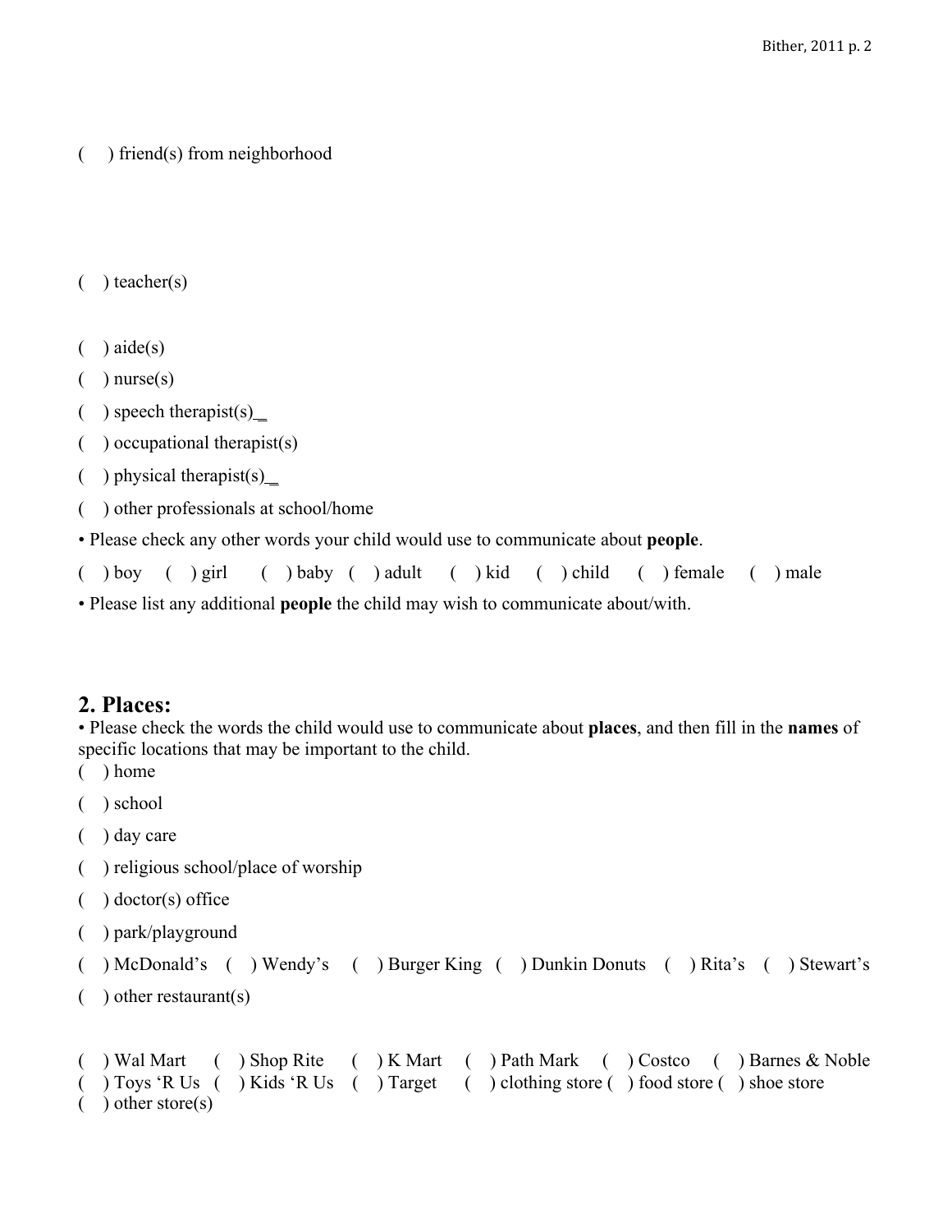(  ) friend(s) from neighborhood

(  ) teacher(s)

(  ) aide(s)

(  ) nurse(s)

(  ) speech therapist(s)_

(  ) occupational therapist(s)

(  ) physical therapist(s)_

(  ) other professionals at school/home

• Please check any other words your child would use to communicate about **people**.

(  ) boy  (  ) girl  (  ) baby  (  ) adult  (  ) kid  (  ) child  (  ) female  (  ) male

• Please list any additional **people** the child may wish to communicate about/with.

## 2. Places:

• Please check the words the child would use to communicate about **places**, and then fill in the **names** of specific locations that may be important to the child.

(  ) home

(  ) school

(  ) day care

(  ) religious school/place of worship

(  ) doctor(s) office

(  ) park/playground

(  ) McDonald's  (  ) Wendy's  (  ) Burger King  (  ) Dunkin Donuts  (  ) Rita's  (  ) Stewart's

(  ) other restaurant(s)

(  ) Wal Mart  (  ) Shop Rite  (  ) K Mart  (  ) Path Mark  (  ) Costco  (  ) Barnes & Noble
(  ) Toys 'R Us  (  ) Kids 'R Us  (  ) Target  (  ) clothing store (  ) food store (  ) shoe store
(  ) other store(s)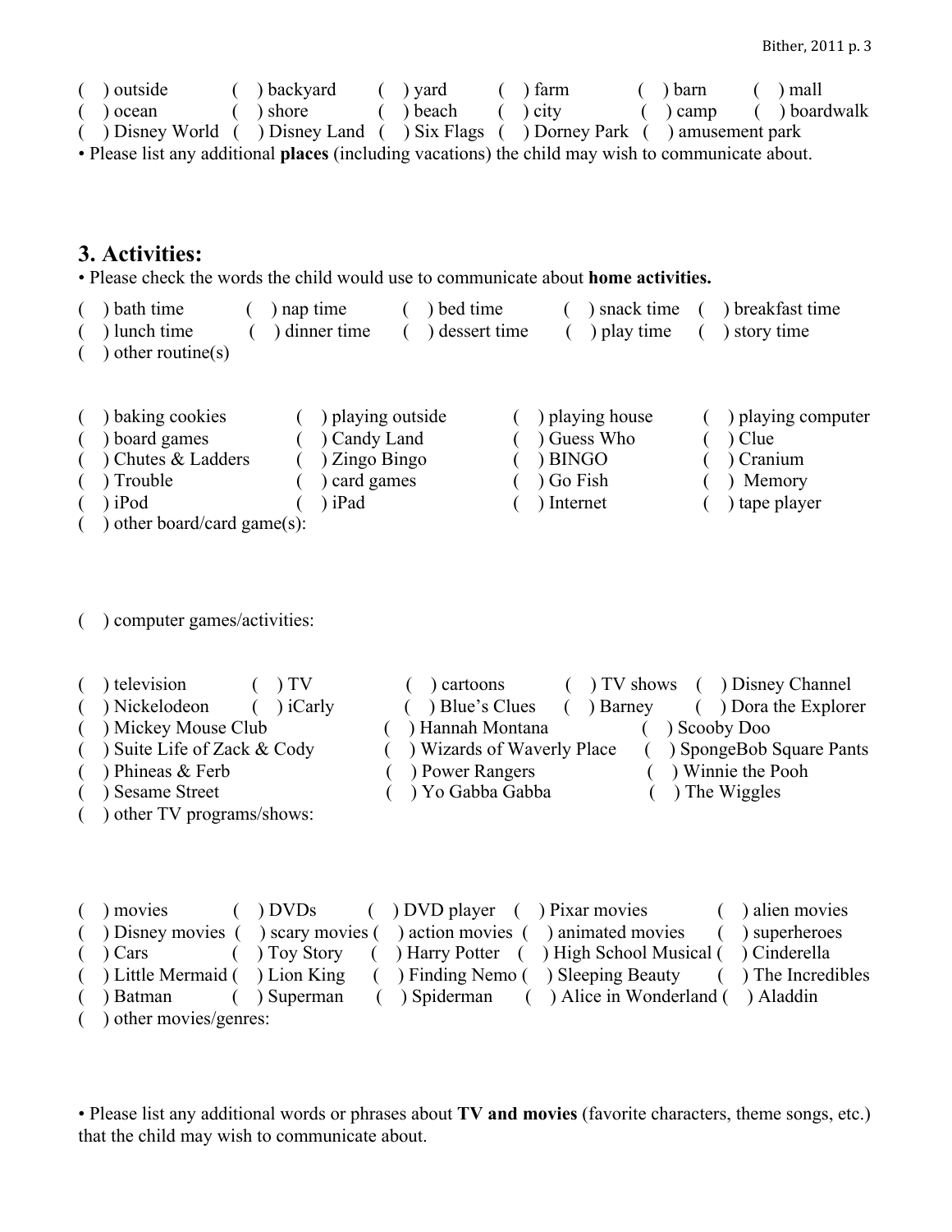( ) outside ( ) backyard ( ) yard ( ) farm ( ) barn ( ) mall
( ) ocean ( ) shore ( ) beach ( ) city ( ) camp ( ) boardwalk
( ) Disney World ( ) Disney Land ( ) Six Flags ( ) Dorney Park ( ) amusement park

• Please list any additional **places** (including vacations) the child may wish to communicate about.

## 3. Activities:

• Please check the words the child would use to communicate about **home activities.**

( ) bath time ( ) nap time ( ) bed time ( ) snack time ( ) breakfast time
( ) lunch time ( ) dinner time ( ) dessert time ( ) play time ( ) story time
( ) other routine(s)

( ) baking cookies ( ) playing outside ( ) playing house ( ) playing computer
( ) board games ( ) Candy Land ( ) Guess Who ( ) Clue
( ) Chutes & Ladders ( ) Zingo Bingo ( ) BINGO ( ) Cranium
( ) Trouble ( ) card games ( ) Go Fish ( ) Memory
( ) iPod ( ) iPad ( ) Internet ( ) tape player
( ) other board/card game(s):

( ) computer games/activities:

( ) television ( ) TV ( ) cartoons ( ) TV shows ( ) Disney Channel
( ) Nickelodeon ( ) iCarly ( ) Blue's Clues ( ) Barney ( ) Dora the Explorer
( ) Mickey Mouse Club ( ) Hannah Montana ( ) Scooby Doo
( ) Suite Life of Zack & Cody ( ) Wizards of Waverly Place ( ) SpongeBob Square Pants
( ) Phineas & Ferb ( ) Power Rangers ( ) Winnie the Pooh
( ) Sesame Street ( ) Yo Gabba Gabba ( ) The Wiggles
( ) other TV programs/shows:

( ) movies ( ) DVDs ( ) DVD player ( ) Pixar movies ( ) alien movies
( ) Disney movies ( ) scary movies ( ) action movies ( ) animated movies ( ) superheroes
( ) Cars ( ) Toy Story ( ) Harry Potter ( ) High School Musical ( ) Cinderella
( ) Little Mermaid ( ) Lion King ( ) Finding Nemo ( ) Sleeping Beauty ( ) The Incredibles
( ) Batman ( ) Superman ( ) Spiderman ( ) Alice in Wonderland ( ) Aladdin
( ) other movies/genres:

• Please list any additional words or phrases about **TV and movies** (favorite characters, theme songs, etc.) that the child may wish to communicate about.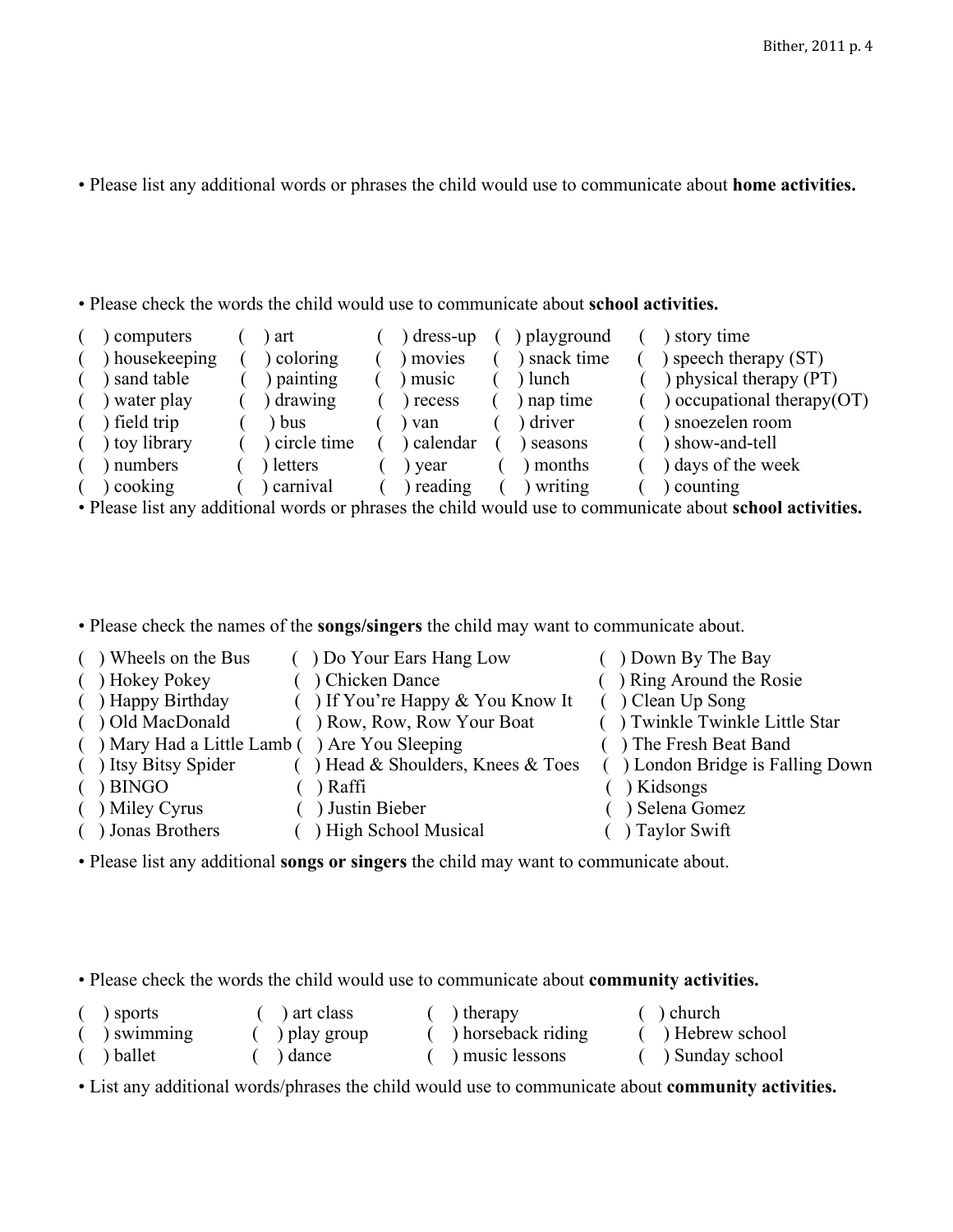• Please list any additional words or phrases the child would use to communicate about **home activities.**

• Please check the words the child would use to communicate about **school activities.**

| | | | | |
|---|---|---|---|---|
| ( ) computers | ( ) art | ( ) dress-up | ( ) playground | ( ) story time |
| ( ) housekeeping | ( ) coloring | ( ) movies | ( ) snack time | ( ) speech therapy (ST) |
| ( ) sand table | ( ) painting | ( ) music | ( ) lunch | ( ) physical therapy (PT) |
| ( ) water play | ( ) drawing | ( ) recess | ( ) nap time | ( ) occupational therapy(OT) |
| ( ) field trip | ( ) bus | ( ) van | ( ) driver | ( ) snoezelen room |
| ( ) toy library | ( ) circle time | ( ) calendar | ( ) seasons | ( ) show-and-tell |
| ( ) numbers | ( ) letters | ( ) year | ( ) months | ( ) days of the week |
| ( ) cooking | ( ) carnival | ( ) reading | ( ) writing | ( ) counting |

• Please list any additional words or phrases the child would use to communicate about **school activities.**

• Please check the names of the **songs/singers** the child may want to communicate about.

| | | |
|---|---|---|
| ( ) Wheels on the Bus | ( ) Do Your Ears Hang Low | ( ) Down By The Bay |
| ( ) Hokey Pokey | ( ) Chicken Dance | ( ) Ring Around the Rosie |
| ( ) Happy Birthday | ( ) If You're Happy & You Know It | ( ) Clean Up Song |
| ( ) Old MacDonald | ( ) Row, Row, Row Your Boat | ( ) Twinkle Twinkle Little Star |
| ( ) Mary Had a Little Lamb | ( ) Are You Sleeping | ( ) The Fresh Beat Band |
| ( ) Itsy Bitsy Spider | ( ) Head & Shoulders, Knees & Toes | ( ) London Bridge is Falling Down |
| ( ) BINGO | ( ) Raffi | ( ) Kidsongs |
| ( ) Miley Cyrus | ( ) Justin Bieber | ( ) Selena Gomez |
| ( ) Jonas Brothers | ( ) High School Musical | ( ) Taylor Swift |

• Please list any additional **songs or singers** the child may want to communicate about.

• Please check the words the child would use to communicate about **community activities.**

| | | | |
|---|---|---|---|
| ( ) sports | ( ) art class | ( ) therapy | ( ) church |
| ( ) swimming | ( ) play group | ( ) horseback riding | ( ) Hebrew school |
| ( ) ballet | ( ) dance | ( ) music lessons | ( ) Sunday school |

• List any additional words/phrases the child would use to communicate about **community activities.**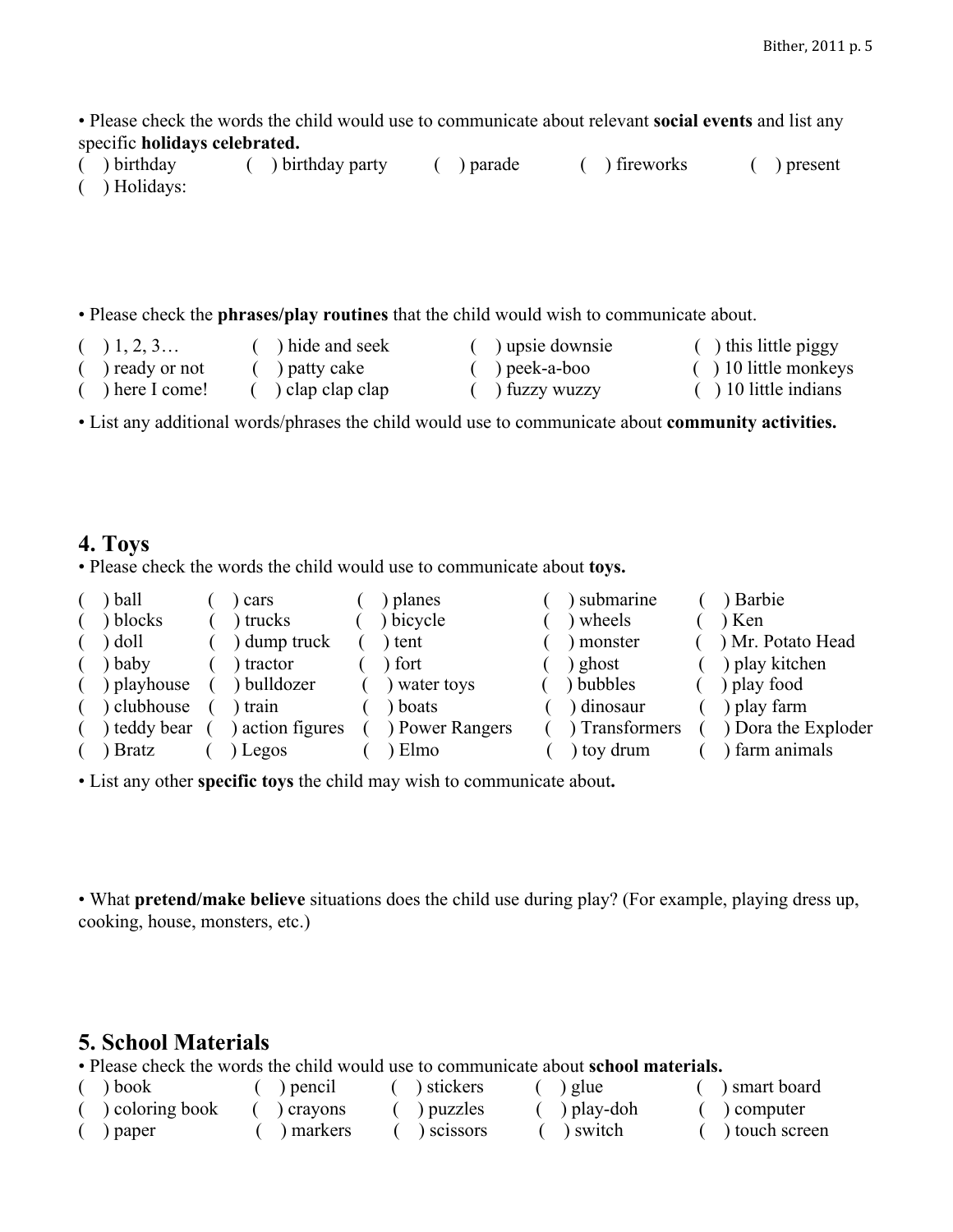• Please check the words the child would use to communicate about relevant **social events** and list any specific **holidays celebrated.**

( ) birthday ( ) birthday party ( ) parade ( ) fireworks ( ) present
( ) Holidays:

• Please check the **phrases/play routines** that the child would wish to communicate about.

| | | | |
|---|---|---|---|
| ( ) 1, 2, 3… | ( ) hide and seek | ( ) upsie downsie | ( ) this little piggy |
| ( ) ready or not | ( ) patty cake | ( ) peek-a-boo | ( ) 10 little monkeys |
| ( ) here I come! | ( ) clap clap clap | ( ) fuzzy wuzzy | ( ) 10 little indians |

• List any additional words/phrases the child would use to communicate about **community activities.**

## 4. Toys

• Please check the words the child would use to communicate about **toys.**

| | | | | |
|---|---|---|---|---|
| ( ) ball | ( ) cars | ( ) planes | ( ) submarine | ( ) Barbie |
| ( ) blocks | ( ) trucks | ( ) bicycle | ( ) wheels | ( ) Ken |
| ( ) doll | ( ) dump truck | ( ) tent | ( ) monster | ( ) Mr. Potato Head |
| ( ) baby | ( ) tractor | ( ) fort | ( ) ghost | ( ) play kitchen |
| ( ) playhouse | ( ) bulldozer | ( ) water toys | ( ) bubbles | ( ) play food |
| ( ) clubhouse | ( ) train | ( ) boats | ( ) dinosaur | ( ) play farm |
| ( ) teddy bear | ( ) action figures | ( ) Power Rangers | ( ) Transformers | ( ) Dora the Exploder |
| ( ) Bratz | ( ) Legos | ( ) Elmo | ( ) toy drum | ( ) farm animals |

• List any other **specific toys** the child may wish to communicate about**.**

• What **pretend/make believe** situations does the child use during play? (For example, playing dress up, cooking, house, monsters, etc.)

## 5. School Materials

• Please check the words the child would use to communicate about **school materials.**

| | | | | |
|---|---|---|---|---|
| ( ) book | ( ) pencil | ( ) stickers | ( ) glue | ( ) smart board |
| ( ) coloring book | ( ) crayons | ( ) puzzles | ( ) play-doh | ( ) computer |
| ( ) paper | ( ) markers | ( ) scissors | ( ) switch | ( ) touch screen |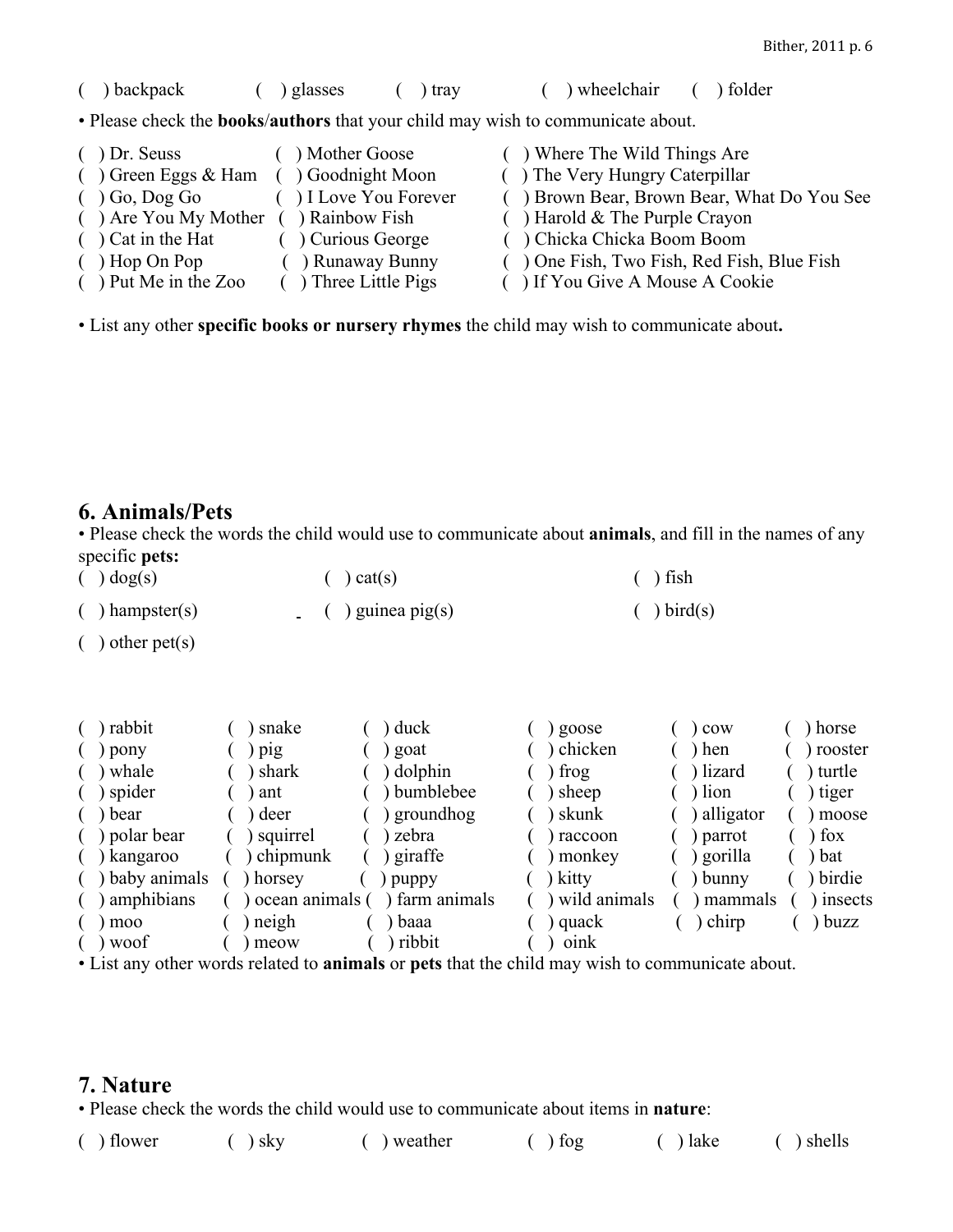( ) backpack ( ) glasses ( ) tray ( ) wheelchair ( ) folder

• Please check the **books**/**authors** that your child may wish to communicate about.

| | | |
|---|---|---|
| ( ) Dr. Seuss | ( ) Mother Goose | ( ) Where The Wild Things Are |
| ( ) Green Eggs & Ham | ( ) Goodnight Moon | ( ) The Very Hungry Caterpillar |
| ( ) Go, Dog Go | ( ) I Love You Forever | ( ) Brown Bear, Brown Bear, What Do You See |
| ( ) Are You My Mother | ( ) Rainbow Fish | ( ) Harold & The Purple Crayon |
| ( ) Cat in the Hat | ( ) Curious George | ( ) Chicka Chicka Boom Boom |
| ( ) Hop On Pop | ( ) Runaway Bunny | ( ) One Fish, Two Fish, Red Fish, Blue Fish |
| ( ) Put Me in the Zoo | ( ) Three Little Pigs | ( ) If You Give A Mouse A Cookie |

• List any other **specific books or nursery rhymes** the child may wish to communicate about**.**

## 6. Animals/Pets

• Please check the words the child would use to communicate about **animals**, and fill in the names of any specific **pets:**

| | | |
|---|---|---|
| ( ) dog(s) | ( ) cat(s) | ( ) fish |
| ( ) hampster(s) | ( ) guinea pig(s) | ( ) bird(s) |
| ( ) other pet(s) | | |

| | | | | | |
|---|---|---|---|---|---|
| ( ) rabbit | ( ) snake | ( ) duck | ( ) goose | ( ) cow | ( ) horse |
| ( ) pony | ( ) pig | ( ) goat | ( ) chicken | ( ) hen | ( ) rooster |
| ( ) whale | ( ) shark | ( ) dolphin | ( ) frog | ( ) lizard | ( ) turtle |
| ( ) spider | ( ) ant | ( ) bumblebee | ( ) sheep | ( ) lion | ( ) tiger |
| ( ) bear | ( ) deer | ( ) groundhog | ( ) skunk | ( ) alligator | ( ) moose |
| ( ) polar bear | ( ) squirrel | ( ) zebra | ( ) raccoon | ( ) parrot | ( ) fox |
| ( ) kangaroo | ( ) chipmunk | ( ) giraffe | ( ) monkey | ( ) gorilla | ( ) bat |
| ( ) baby animals | ( ) horsey | ( ) puppy | ( ) kitty | ( ) bunny | ( ) birdie |
| ( ) amphibians | ( ) ocean animals | ( ) farm animals | ( ) wild animals | ( ) mammals | ( ) insects |
| ( ) moo | ( ) neigh | ( ) baaa | ( ) quack | ( ) chirp | ( ) buzz |
| ( ) woof | ( ) meow | ( ) ribbit | ( ) oink | | |

• List any other words related to **animals** or **pets** that the child may wish to communicate about.

## 7. Nature

• Please check the words the child would use to communicate about items in **nature**:

( ) flower ( ) sky ( ) weather ( ) fog ( ) lake ( ) shells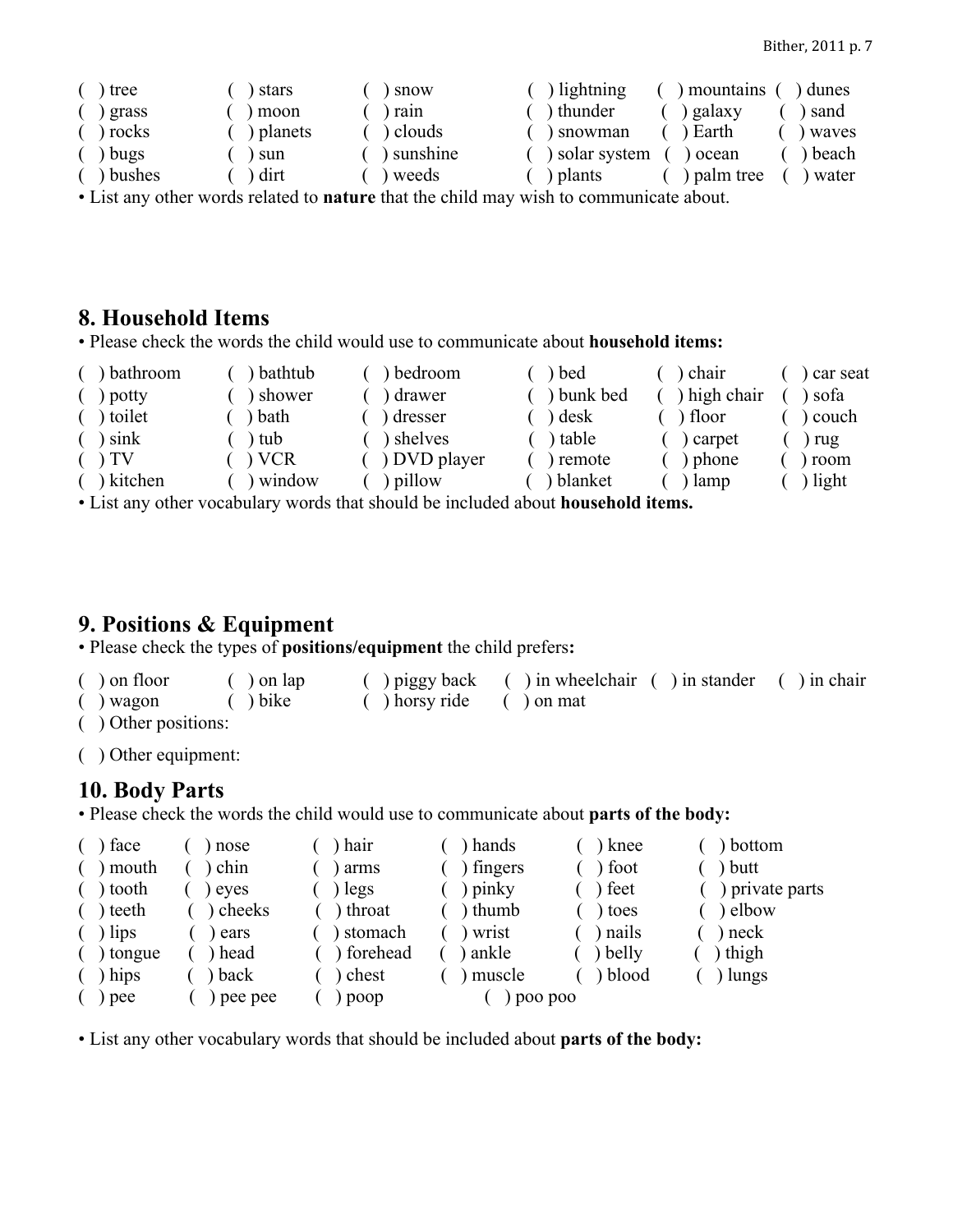| | | | | | |
|---|---|---|---|---|---|
| ( ) tree | ( ) stars | ( ) snow | ( ) lightning | ( ) mountains | ( ) dunes |
| ( ) grass | ( ) moon | ( ) rain | ( ) thunder | ( ) galaxy | ( ) sand |
| ( ) rocks | ( ) planets | ( ) clouds | ( ) snowman | ( ) Earth | ( ) waves |
| ( ) bugs | ( ) sun | ( ) sunshine | ( ) solar system | ( ) ocean | ( ) beach |
| ( ) bushes | ( ) dirt | ( ) weeds | ( ) plants | ( ) palm tree | ( ) water |

• List any other words related to **nature** that the child may wish to communicate about.

## 8. Household Items

• Please check the words the child would use to communicate about **household items:**

| | | | | | |
|---|---|---|---|---|---|
| ( ) bathroom | ( ) bathtub | ( ) bedroom | ( ) bed | ( ) chair | ( ) car seat |
| ( ) potty | ( ) shower | ( ) drawer | ( ) bunk bed | ( ) high chair | ( ) sofa |
| ( ) toilet | ( ) bath | ( ) dresser | ( ) desk | ( ) floor | ( ) couch |
| ( ) sink | ( ) tub | ( ) shelves | ( ) table | ( ) carpet | ( ) rug |
| ( ) TV | ( ) VCR | ( ) DVD player | ( ) remote | ( ) phone | ( ) room |
| ( ) kitchen | ( ) window | ( ) pillow | ( ) blanket | ( ) lamp | ( ) light |

• List any other vocabulary words that should be included about **household items.**

## 9. Positions & Equipment

• Please check the types of **positions/equipment** the child prefers**:**

| | | | | | |
|---|---|---|---|---|---|
| ( ) on floor | ( ) on lap | ( ) piggy back | ( ) in wheelchair | ( ) in stander | ( ) in chair |
| ( ) wagon | ( ) bike | ( ) horsy ride | ( ) on mat | | |

( ) Other positions:

( ) Other equipment:

## 10. Body Parts

• Please check the words the child would use to communicate about **parts of the body:**

| | | | | | |
|---|---|---|---|---|---|
| ( ) face | ( ) nose | ( ) hair | ( ) hands | ( ) knee | ( ) bottom |
| ( ) mouth | ( ) chin | ( ) arms | ( ) fingers | ( ) foot | ( ) butt |
| ( ) tooth | ( ) eyes | ( ) legs | ( ) pinky | ( ) feet | ( ) private parts |
| ( ) teeth | ( ) cheeks | ( ) throat | ( ) thumb | ( ) toes | ( ) elbow |
| ( ) lips | ( ) ears | ( ) stomach | ( ) wrist | ( ) nails | ( ) neck |
| ( ) tongue | ( ) head | ( ) forehead | ( ) ankle | ( ) belly | ( ) thigh |
| ( ) hips | ( ) back | ( ) chest | ( ) muscle | ( ) blood | ( ) lungs |
| ( ) pee | ( ) pee pee | ( ) poop | ( ) poo poo | | |

• List any other vocabulary words that should be included about **parts of the body:**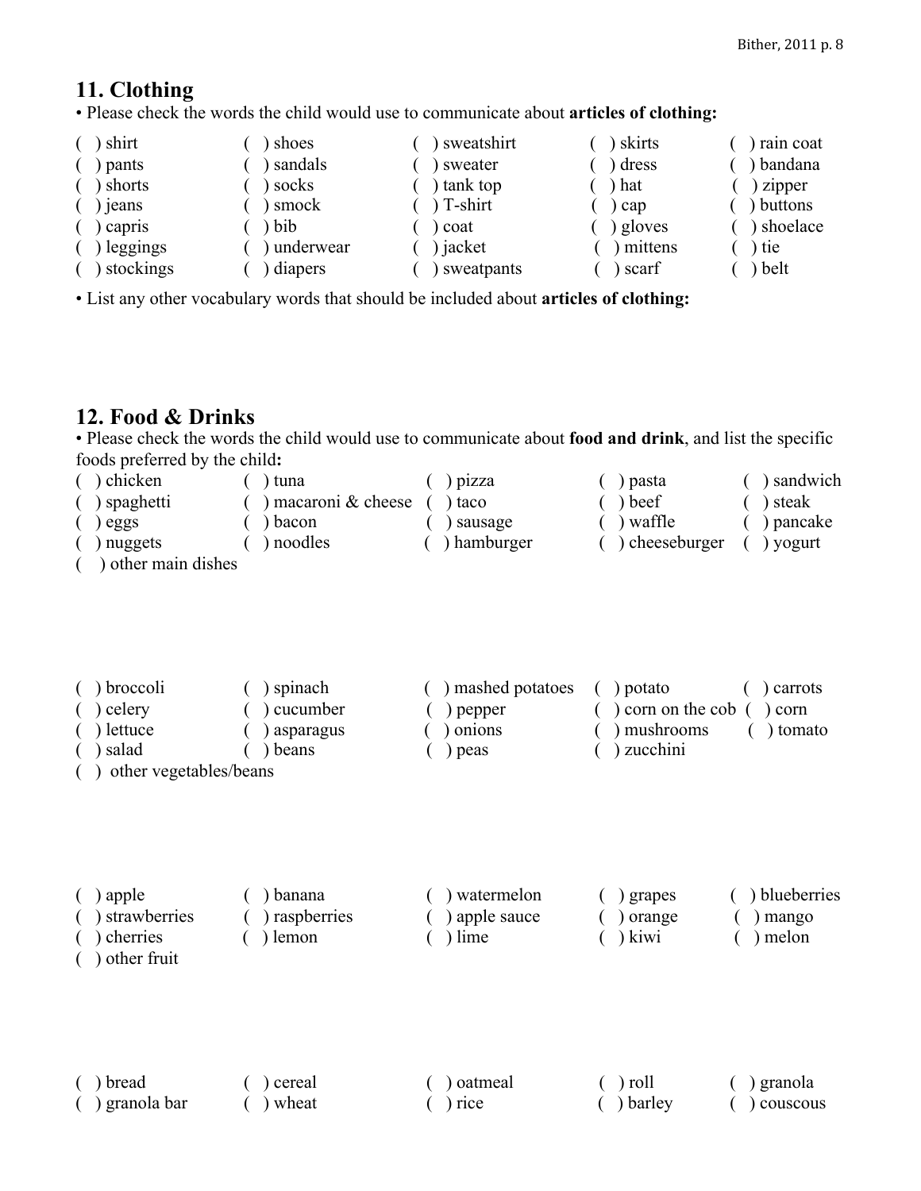## 11. Clothing

• Please check the words the child would use to communicate about **articles of clothing:**

|  |  |  |  |  |
|---|---|---|---|---|
| ( ) shirt | ( ) shoes | ( ) sweatshirt | ( ) skirts | ( ) rain coat |
| ( ) pants | ( ) sandals | ( ) sweater | ( ) dress | ( ) bandana |
| ( ) shorts | ( ) socks | ( ) tank top | ( ) hat | ( ) zipper |
| ( ) jeans | ( ) smock | ( ) T-shirt | ( ) cap | ( ) buttons |
| ( ) capris | ( ) bib | ( ) coat | ( ) gloves | ( ) shoelace |
| ( ) leggings | ( ) underwear | ( ) jacket | ( ) mittens | ( ) tie |
| ( ) stockings | ( ) diapers | ( ) sweatpants | ( ) scarf | ( ) belt |

• List any other vocabulary words that should be included about **articles of clothing:**

## 12. Food & Drinks

• Please check the words the child would use to communicate about **food and drink**, and list the specific foods preferred by the child**:**

|  |  |  |  |  |
|---|---|---|---|---|
| ( ) chicken | ( ) tuna | ( ) pizza | ( ) pasta | ( ) sandwich |
| ( ) spaghetti | ( ) macaroni & cheese | ( ) taco | ( ) beef | ( ) steak |
| ( ) eggs | ( ) bacon | ( ) sausage | ( ) waffle | ( ) pancake |
| ( ) nuggets | ( ) noodles | ( ) hamburger | ( ) cheeseburger | ( ) yogurt |

( ) other main dishes

|  |  |  |  |  |
|---|---|---|---|---|
| ( ) broccoli | ( ) spinach | ( ) mashed potatoes | ( ) potato | ( ) carrots |
| ( ) celery | ( ) cucumber | ( ) pepper | ( ) corn on the cob | ( ) corn |
| ( ) lettuce | ( ) asparagus | ( ) onions | ( ) mushrooms | ( ) tomato |
| ( ) salad | ( ) beans | ( ) peas | ( ) zucchini | |

( ) other vegetables/beans

|  |  |  |  |  |
|---|---|---|---|---|
| ( ) apple | ( ) banana | ( ) watermelon | ( ) grapes | ( ) blueberries |
| ( ) strawberries | ( ) raspberries | ( ) apple sauce | ( ) orange | ( ) mango |
| ( ) cherries | ( ) lemon | ( ) lime | ( ) kiwi | ( ) melon |

( ) other fruit

|  |  |  |  |  |
|---|---|---|---|---|
| ( ) bread | ( ) cereal | ( ) oatmeal | ( ) roll | ( ) granola |
| ( ) granola bar | ( ) wheat | ( ) rice | ( ) barley | ( ) couscous |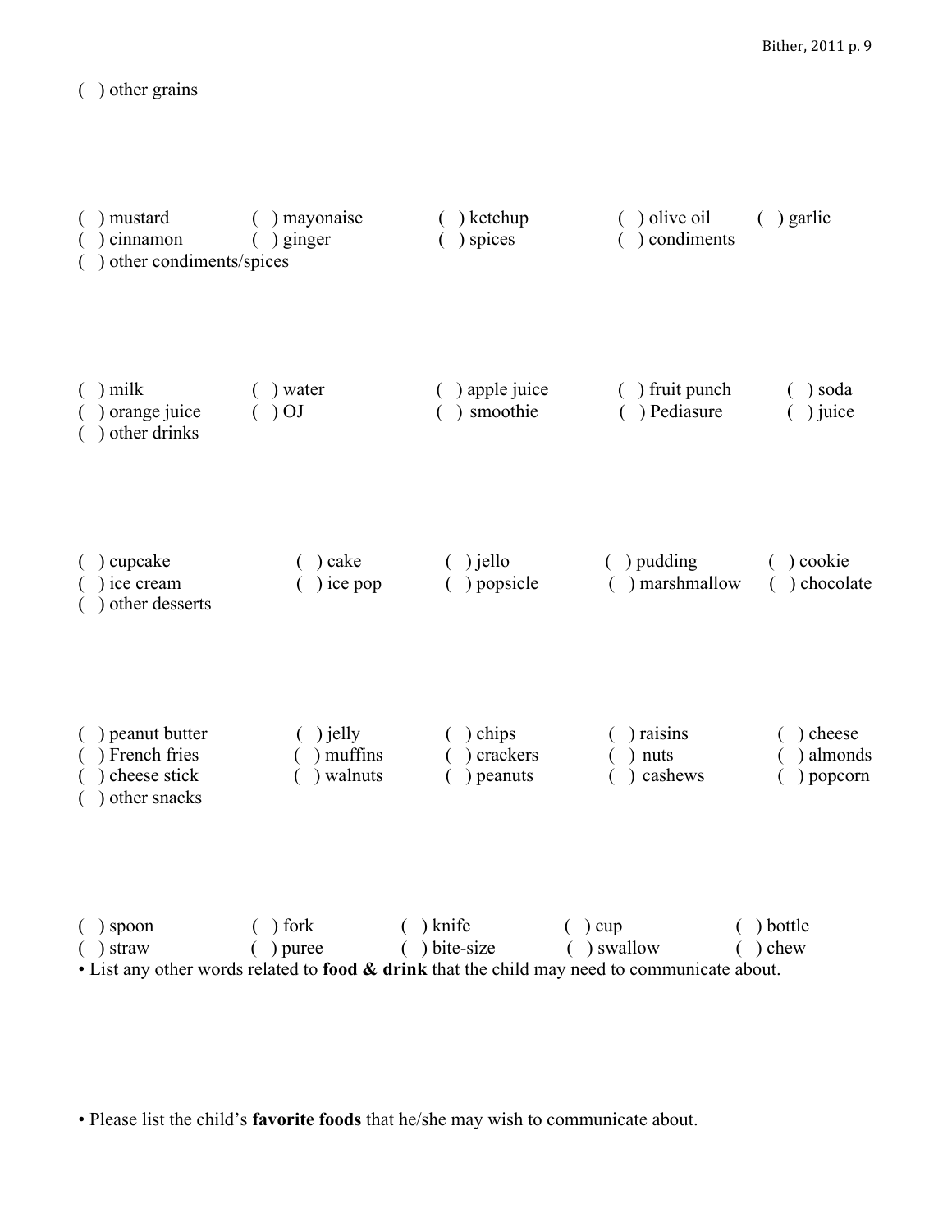( ) other grains

( ) mustard ( ) mayonaise ( ) ketchup ( ) olive oil ( ) garlic
( ) cinnamon ( ) ginger ( ) spices ( ) condiments
( ) other condiments/spices

( ) milk ( ) water ( ) apple juice ( ) fruit punch ( ) soda
( ) orange juice ( ) OJ ( ) smoothie ( ) Pediasure ( ) juice
( ) other drinks

( ) cupcake ( ) cake ( ) jello ( ) pudding ( ) cookie
( ) ice cream ( ) ice pop ( ) popsicle ( ) marshmallow ( ) chocolate
( ) other desserts

( ) peanut butter ( ) jelly ( ) chips ( ) raisins ( ) cheese
( ) French fries ( ) muffins ( ) crackers ( ) nuts ( ) almonds
( ) cheese stick ( ) walnuts ( ) peanuts ( ) cashews ( ) popcorn
( ) other snacks

( ) spoon ( ) fork ( ) knife ( ) cup ( ) bottle
( ) straw ( ) puree ( ) bite-size ( ) swallow ( ) chew

- List any other words related to **food & drink** that the child may need to communicate about.

- Please list the child's **favorite foods** that he/she may wish to communicate about.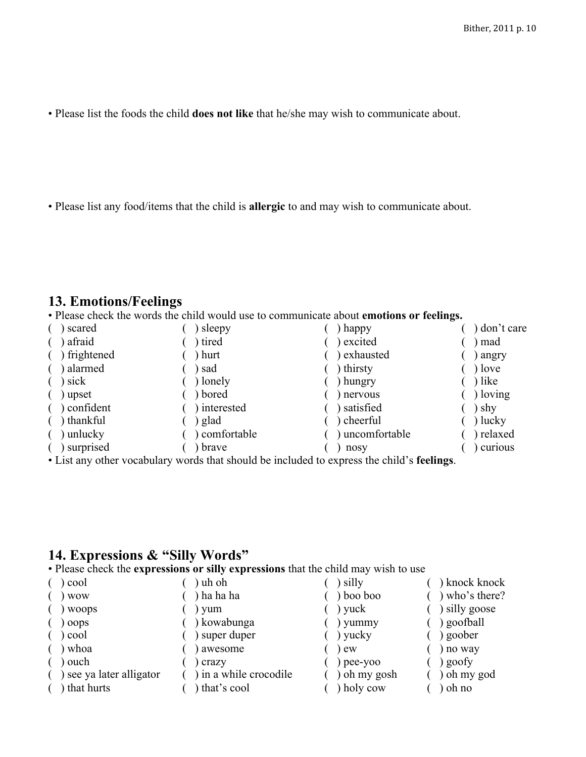• Please list the foods the child **does not like** that he/she may wish to communicate about.

• Please list any food/items that the child is **allergic** to and may wish to communicate about.

## 13. Emotions/Feelings

• Please check the words the child would use to communicate about **emotions or feelings.**

| | | | |
|---|---|---|---|
| ( ) scared | ( ) sleepy | ( ) happy | ( ) don't care |
| ( ) afraid | ( ) tired | ( ) excited | ( ) mad |
| ( ) frightened | ( ) hurt | ( ) exhausted | ( ) angry |
| ( ) alarmed | ( ) sad | ( ) thirsty | ( ) love |
| ( ) sick | ( ) lonely | ( ) hungry | ( ) like |
| ( ) upset | ( ) bored | ( ) nervous | ( ) loving |
| ( ) confident | ( ) interested | ( ) satisfied | ( ) shy |
| ( ) thankful | ( ) glad | ( ) cheerful | ( ) lucky |
| ( ) unlucky | ( ) comfortable | ( ) uncomfortable | ( ) relaxed |
| ( ) surprised | ( ) brave | ( ) nosy | ( ) curious |

• List any other vocabulary words that should be included to express the child's **feelings**.

## 14. Expressions & "Silly Words"

• Please check the **expressions or silly expressions** that the child may wish to use

| | | | |
|---|---|---|---|
| ( ) cool | ( ) uh oh | ( ) silly | ( ) knock knock |
| ( ) wow | ( ) ha ha ha | ( ) boo boo | ( ) who's there? |
| ( ) woops | ( ) yum | ( ) yuck | ( ) silly goose |
| ( ) oops | ( ) kowabunga | ( ) yummy | ( ) goofball |
| ( ) cool | ( ) super duper | ( ) yucky | ( ) goober |
| ( ) whoa | ( ) awesome | ( ) ew | ( ) no way |
| ( ) ouch | ( ) crazy | ( ) pee-yoo | ( ) goofy |
| ( ) see ya later alligator | ( ) in a while crocodile | ( ) oh my gosh | ( ) oh my god |
| ( ) that hurts | ( ) that's cool | ( ) holy cow | ( ) oh no |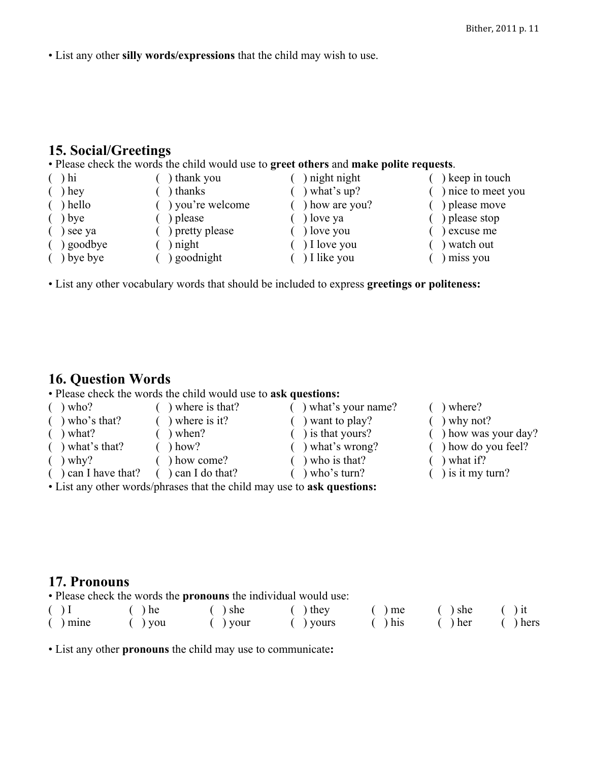• List any other **silly words/expressions** that the child may wish to use.

## 15. Social/Greetings

• Please check the words the child would use to **greet others** and **make polite requests**.

| | | | |
|---|---|---|---|
| ( ) hi | ( ) thank you | ( ) night night | ( ) keep in touch |
| ( ) hey | ( ) thanks | ( ) what's up? | ( ) nice to meet you |
| ( ) hello | ( ) you're welcome | ( ) how are you? | ( ) please move |
| ( ) bye | ( ) please | ( ) love ya | ( ) please stop |
| ( ) see ya | ( ) pretty please | ( ) love you | ( ) excuse me |
| ( ) goodbye | ( ) night | ( ) I love you | ( ) watch out |
| ( ) bye bye | ( ) goodnight | ( ) I like you | ( ) miss you |

• List any other vocabulary words that should be included to express **greetings or politeness:**

## 16. Question Words

• Please check the words the child would use to **ask questions:**

| | | | |
|---|---|---|---|
| ( ) who? | ( ) where is that? | ( ) what's your name? | ( ) where? |
| ( ) who's that? | ( ) where is it? | ( ) want to play? | ( ) why not? |
| ( ) what? | ( ) when? | ( ) is that yours? | ( ) how was your day? |
| ( ) what's that? | ( ) how? | ( ) what's wrong? | ( ) how do you feel? |
| ( ) why? | ( ) how come? | ( ) who is that? | ( ) what if? |
| ( ) can I have that? | ( ) can I do that? | ( ) who's turn? | ( ) is it my turn? |

• List any other words/phrases that the child may use to **ask questions:**

## 17. Pronouns

• Please check the words the **pronouns** the individual would use:

| | | | | | | |
|---|---|---|---|---|---|---|
| ( ) I | ( ) he | ( ) she | ( ) they | ( ) me | ( ) she | ( ) it |
| ( ) mine | ( ) you | ( ) your | ( ) yours | ( ) his | ( ) her | ( ) hers |

• List any other **pronouns** the child may use to communicate**:**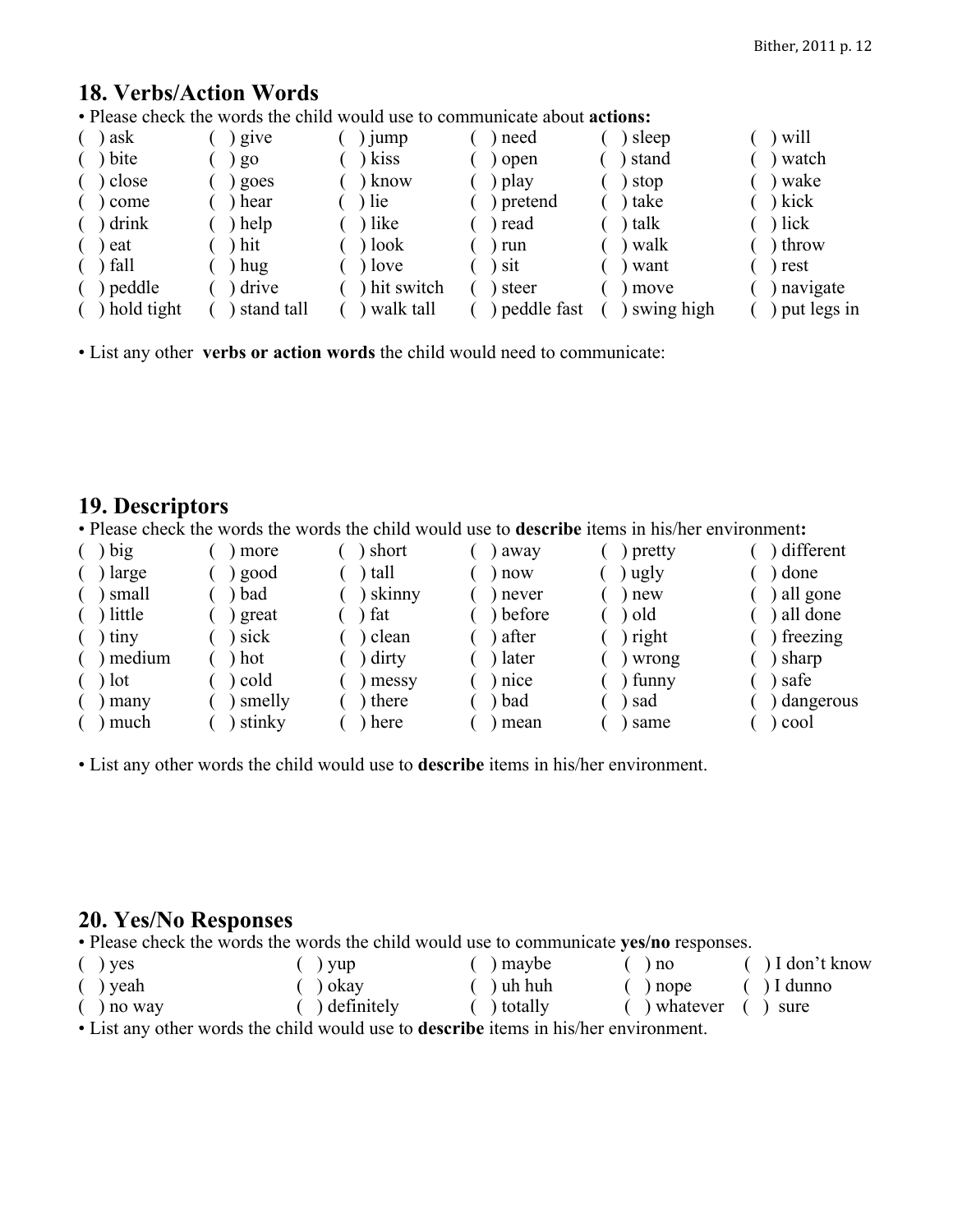## 18. Verbs/Action Words

• Please check the words the child would use to communicate about **actions:**

| | | | | | |
|---|---|---|---|---|---|
| ( ) ask | ( ) give | ( ) jump | ( ) need | ( ) sleep | ( ) will |
| ( ) bite | ( ) go | ( ) kiss | ( ) open | ( ) stand | ( ) watch |
| ( ) close | ( ) goes | ( ) know | ( ) play | ( ) stop | ( ) wake |
| ( ) come | ( ) hear | ( ) lie | ( ) pretend | ( ) take | ( ) kick |
| ( ) drink | ( ) help | ( ) like | ( ) read | ( ) talk | ( ) lick |
| ( ) eat | ( ) hit | ( ) look | ( ) run | ( ) walk | ( ) throw |
| ( ) fall | ( ) hug | ( ) love | ( ) sit | ( ) want | ( ) rest |
| ( ) peddle | ( ) drive | ( ) hit switch | ( ) steer | ( ) move | ( ) navigate |
| ( ) hold tight | ( ) stand tall | ( ) walk tall | ( ) peddle fast | ( ) swing high | ( ) put legs in |

• List any other **verbs or action words** the child would need to communicate:

## 19. Descriptors

• Please check the words the words the child would use to **describe** items in his/her environment**:**

| | | | | | |
|---|---|---|---|---|---|
| ( ) big | ( ) more | ( ) short | ( ) away | ( ) pretty | ( ) different |
| ( ) large | ( ) good | ( ) tall | ( ) now | ( ) ugly | ( ) done |
| ( ) small | ( ) bad | ( ) skinny | ( ) never | ( ) new | ( ) all gone |
| ( ) little | ( ) great | ( ) fat | ( ) before | ( ) old | ( ) all done |
| ( ) tiny | ( ) sick | ( ) clean | ( ) after | ( ) right | ( ) freezing |
| ( ) medium | ( ) hot | ( ) dirty | ( ) later | ( ) wrong | ( ) sharp |
| ( ) lot | ( ) cold | ( ) messy | ( ) nice | ( ) funny | ( ) safe |
| ( ) many | ( ) smelly | ( ) there | ( ) bad | ( ) sad | ( ) dangerous |
| ( ) much | ( ) stinky | ( ) here | ( ) mean | ( ) same | ( ) cool |

• List any other words the child would use to **describe** items in his/her environment.

## 20. Yes/No Responses

• Please check the words the words the child would use to communicate **yes/no** responses.

| | | | | |
|---|---|---|---|---|
| ( ) yes | ( ) yup | ( ) maybe | ( ) no | ( ) I don't know |
| ( ) yeah | ( ) okay | ( ) uh huh | ( ) nope | ( ) I dunno |
| ( ) no way | ( ) definitely | ( ) totally | ( ) whatever | ( ) sure |

• List any other words the child would use to **describe** items in his/her environment.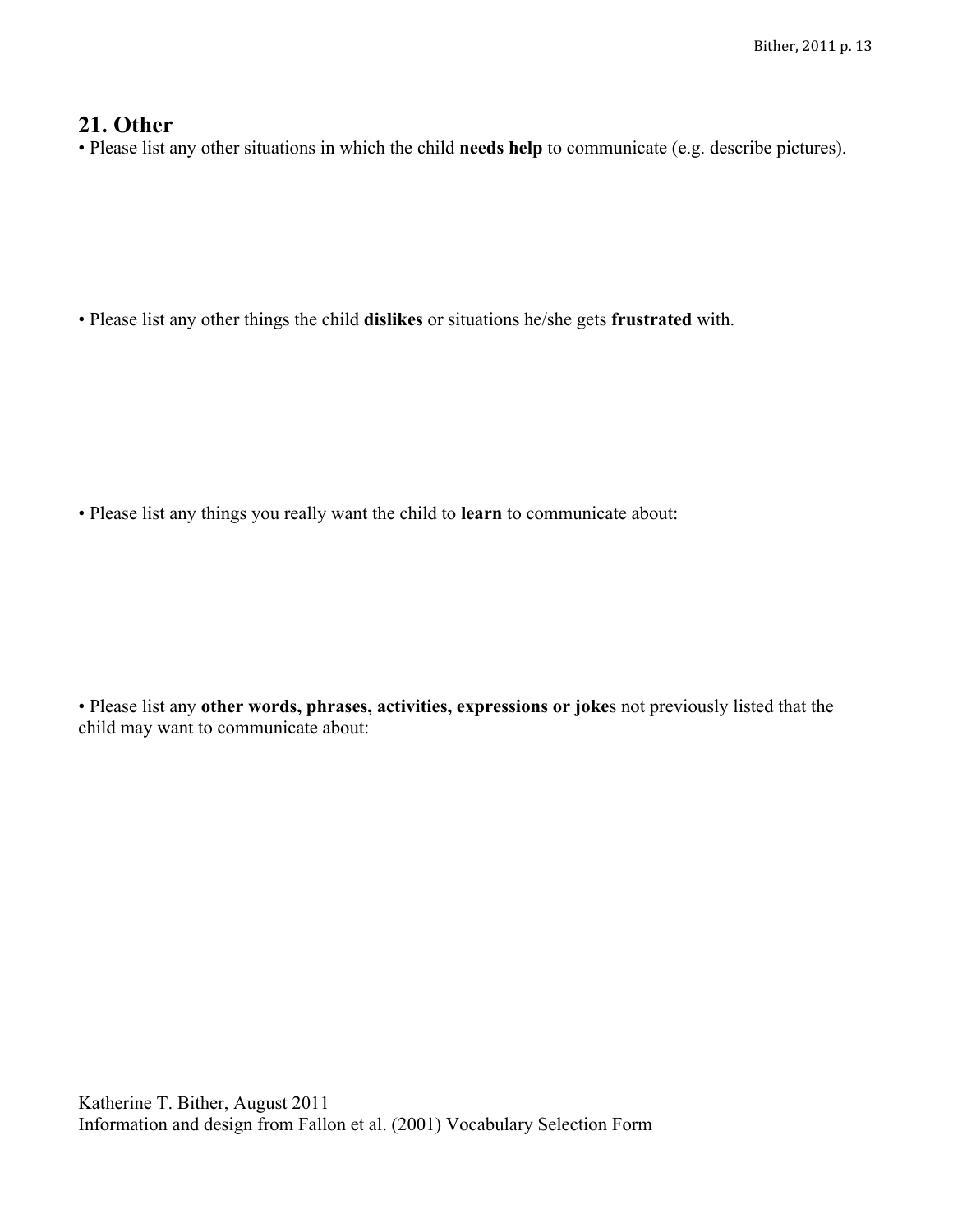## 21. Other

• Please list any other situations in which the child **needs help** to communicate (e.g. describe pictures).

• Please list any other things the child **dislikes** or situations he/she gets **frustrated** with.

• Please list any things you really want the child to **learn** to communicate about:

• Please list any **other words, phrases, activities, expressions or joke**s not previously listed that the child may want to communicate about:

Katherine T. Bither, August 2011
Information and design from Fallon et al. (2001) Vocabulary Selection Form